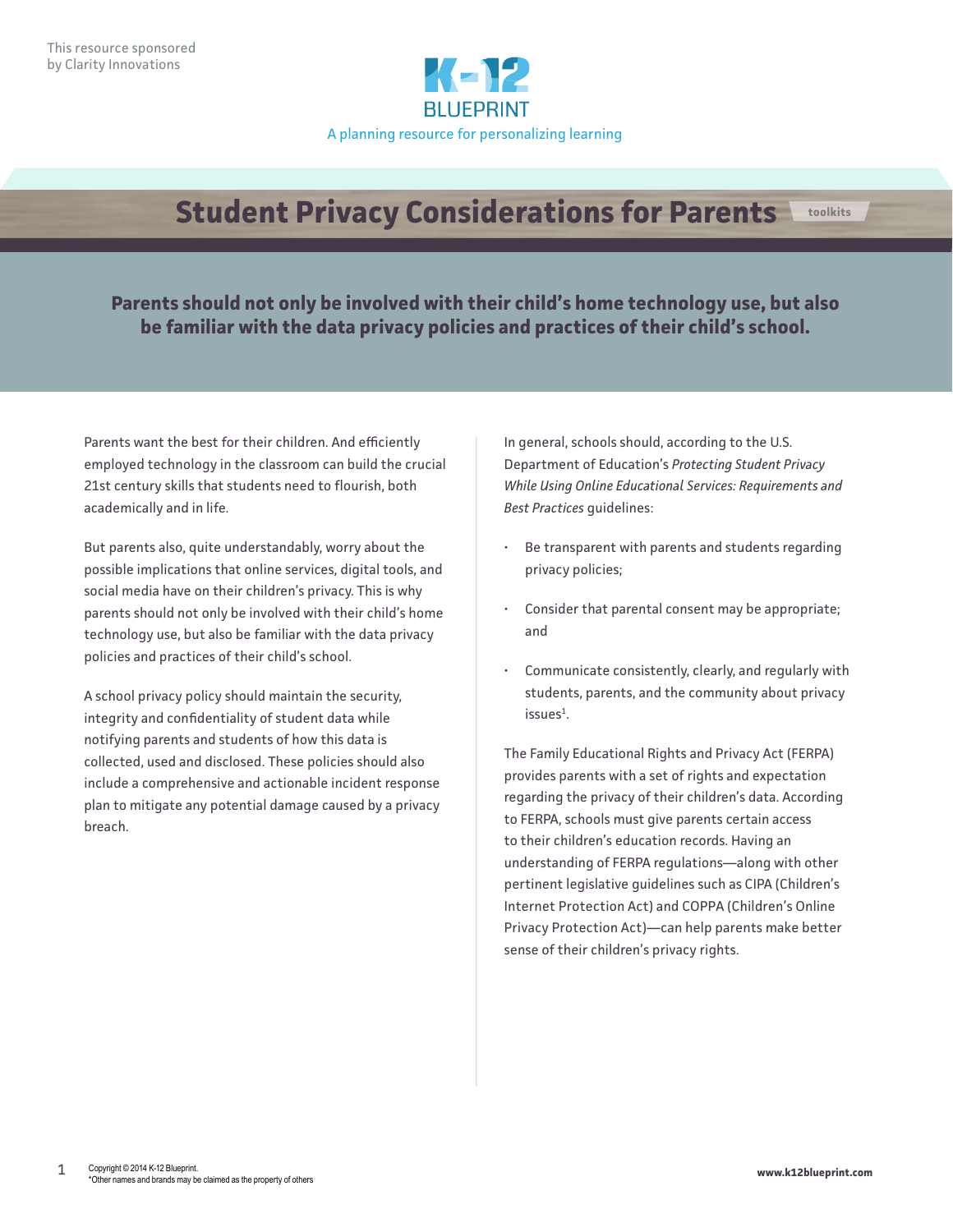This resource sponsored by Clarity Innovations

K-12 BLUEPRINT

A planning resource for personalizing learning

# Student Privacy Considerations for Parents

toolkits

**Parents should not only be involved with their child's home technology use, but also be familiar with the data privacy policies and practices of their child's school.**

Parents want the best for their children. And efficiently employed technology in the classroom can build the crucial 21st century skills that students need to flourish, both academically and in life.

But parents also, quite understandably, worry about the possible implications that online services, digital tools, and social media have on their children's privacy. This is why parents should not only be involved with their child's home technology use, but also be familiar with the data privacy policies and practices of their child's school.

A school privacy policy should maintain the security, integrity and confidentiality of student data while notifying parents and students of how this data is collected, used and disclosed. These policies should also include a comprehensive and actionable incident response plan to mitigate any potential damage caused by a privacy breach.

In general, schools should, according to the U.S. Department of Education's *Protecting Student Privacy While Using Online Educational Services: Requirements and Best Practices* guidelines:

- Be transparent with parents and students regarding privacy policies;
- Consider that parental consent may be appropriate; and
- Communicate consistently, clearly, and regularly with students, parents, and the community about privacy issues[1].

The Family Educational Rights and Privacy Act (FERPA) provides parents with a set of rights and expectation regarding the privacy of their children's data. According to FERPA, schools must give parents certain access to their children's education records. Having an understanding of FERPA regulations—along with other pertinent legislative guidelines such as CIPA (Children's Internet Protection Act) and COPPA (Children's Online Privacy Protection Act)—can help parents make better sense of their children's privacy rights.

Copyright © 2014 K-12 Blueprint.
*Other names and brands may be claimed as the property of others

www.k12blueprint.com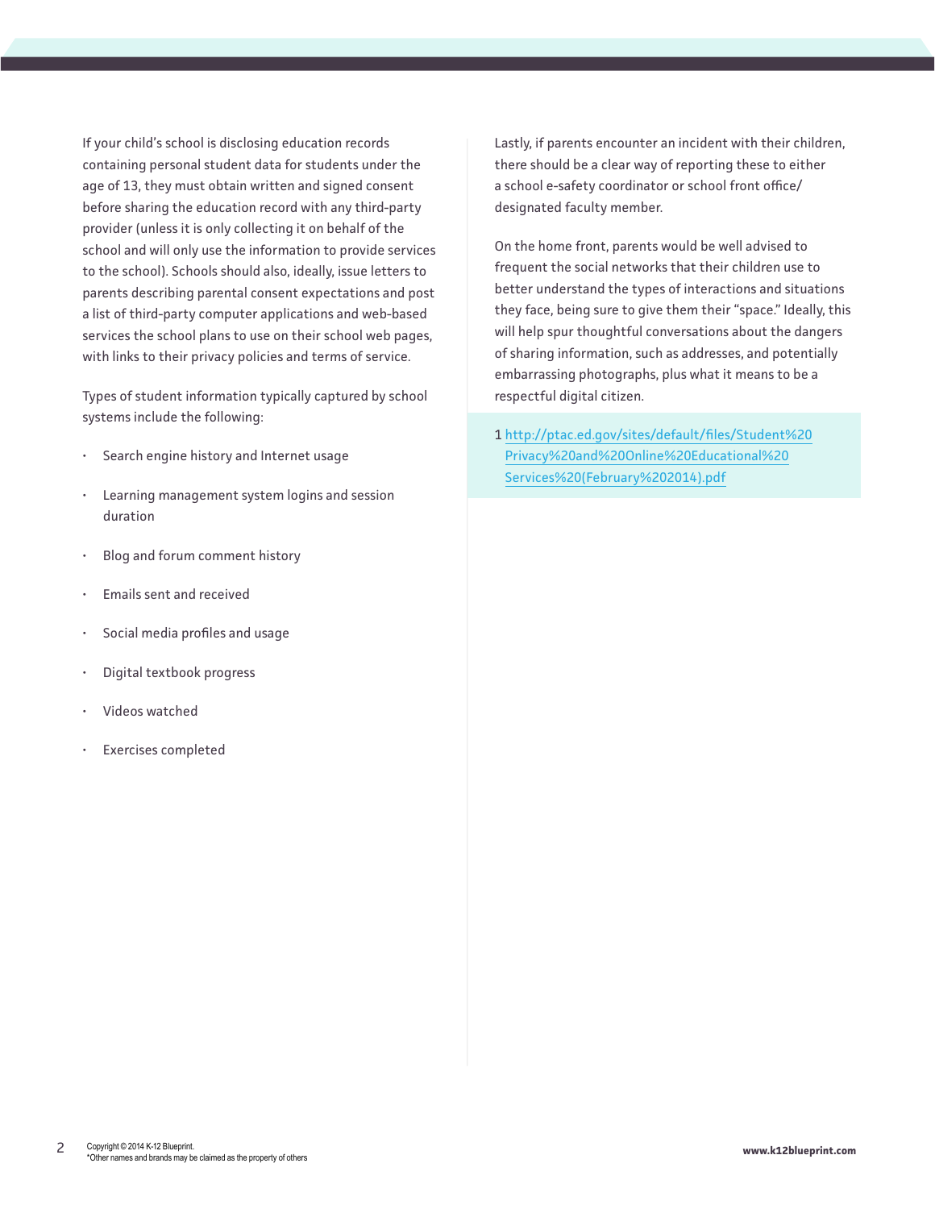If your child's school is disclosing education records containing personal student data for students under the age of 13, they must obtain written and signed consent before sharing the education record with any third-party provider (unless it is only collecting it on behalf of the school and will only use the information to provide services to the school). Schools should also, ideally, issue letters to parents describing parental consent expectations and post a list of third-party computer applications and web-based services the school plans to use on their school web pages, with links to their privacy policies and terms of service.

Types of student information typically captured by school systems include the following:

- Search engine history and Internet usage
- Learning management system logins and session duration
- Blog and forum comment history
- Emails sent and received
- Social media profiles and usage
- Digital textbook progress
- Videos watched
- Exercises completed

Lastly, if parents encounter an incident with their children, there should be a clear way of reporting these to either a school e-safety coordinator or school front office/ designated faculty member.

On the home front, parents would be well advised to frequent the social networks that their children use to better understand the types of interactions and situations they face, being sure to give them their "space." Ideally, this will help spur thoughtful conversations about the dangers of sharing information, such as addresses, and potentially embarrassing photographs, plus what it means to be a respectful digital citizen.

1 http://ptac.ed.gov/sites/default/files/Student%20Privacy%20and%20Online%20Educational%20Services%20(February%202014).pdf

Copyright © 2014 K-12 Blueprint.
*Other names and brands may be claimed as the property of others

www.k12blueprint.com